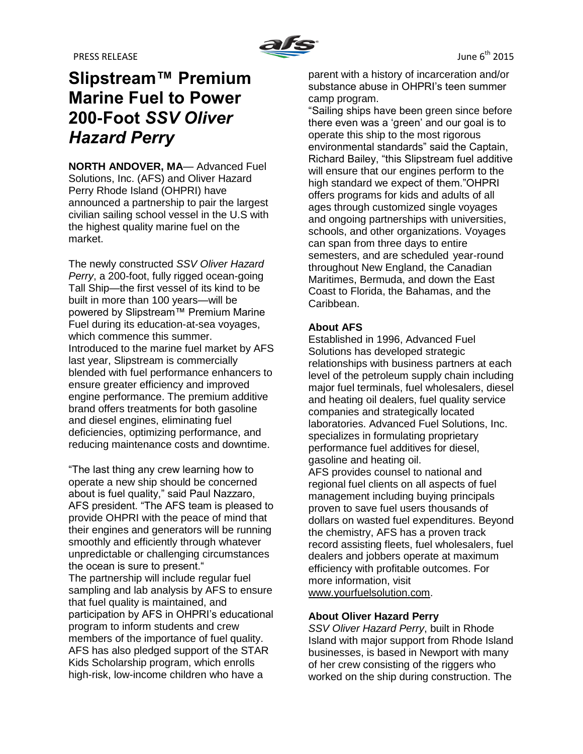PRESS RELEASE

June 6th 2015

# Slipstream™ Premium Marine Fuel to Power 200-Foot *SSV Oliver Hazard Perry*

**NORTH ANDOVER, MA**— Advanced Fuel Solutions, Inc. (AFS) and Oliver Hazard Perry Rhode Island (OHPRI) have announced a partnership to pair the largest civilian sailing school vessel in the U.S with the highest quality marine fuel on the market.

The newly constructed *SSV Oliver Hazard Perry*, a 200-foot, fully rigged ocean-going Tall Ship—the first vessel of its kind to be built in more than 100 years—will be powered by Slipstream™ Premium Marine Fuel during its education-at-sea voyages, which commence this summer.
Introduced to the marine fuel market by AFS last year, Slipstream is commercially blended with fuel performance enhancers to ensure greater efficiency and improved engine performance. The premium additive brand offers treatments for both gasoline and diesel engines, eliminating fuel deficiencies, optimizing performance, and reducing maintenance costs and downtime.

"The last thing any crew learning how to operate a new ship should be concerned about is fuel quality," said Paul Nazzaro, AFS president. "The AFS team is pleased to provide OHPRI with the peace of mind that their engines and generators will be running smoothly and efficiently through whatever unpredictable or challenging circumstances the ocean is sure to present."
The partnership will include regular fuel sampling and lab analysis by AFS to ensure that fuel quality is maintained, and participation by AFS in OHPRI's educational program to inform students and crew members of the importance of fuel quality. AFS has also pledged support of the STAR Kids Scholarship program, which enrolls high-risk, low-income children who have a parent with a history of incarceration and/or substance abuse in OHPRI's teen summer camp program.
"Sailing ships have been green since before there even was a 'green' and our goal is to operate this ship to the most rigorous environmental standards" said the Captain, Richard Bailey, "this Slipstream fuel additive will ensure that our engines perform to the high standard we expect of them."OHPRI offers programs for kids and adults of all ages through customized single voyages and ongoing partnerships with universities, schools, and other organizations. Voyages can span from three days to entire semesters, and are scheduled year-round throughout New England, the Canadian Maritimes, Bermuda, and down the East Coast to Florida, the Bahamas, and the Caribbean.

### About AFS

Established in 1996, Advanced Fuel Solutions has developed strategic relationships with business partners at each level of the petroleum supply chain including major fuel terminals, fuel wholesalers, diesel and heating oil dealers, fuel quality service companies and strategically located laboratories. Advanced Fuel Solutions, Inc. specializes in formulating proprietary performance fuel additives for diesel, gasoline and heating oil.
AFS provides counsel to national and regional fuel clients on all aspects of fuel management including buying principals proven to save fuel users thousands of dollars on wasted fuel expenditures. Beyond the chemistry, AFS has a proven track record assisting fleets, fuel wholesalers, fuel dealers and jobbers operate at maximum efficiency with profitable outcomes. For more information, visit www.yourfuelsolution.com.

### About Oliver Hazard Perry

*SSV Oliver Hazard Perry*, built in Rhode Island with major support from Rhode Island businesses, is based in Newport with many of her crew consisting of the riggers who worked on the ship during construction. The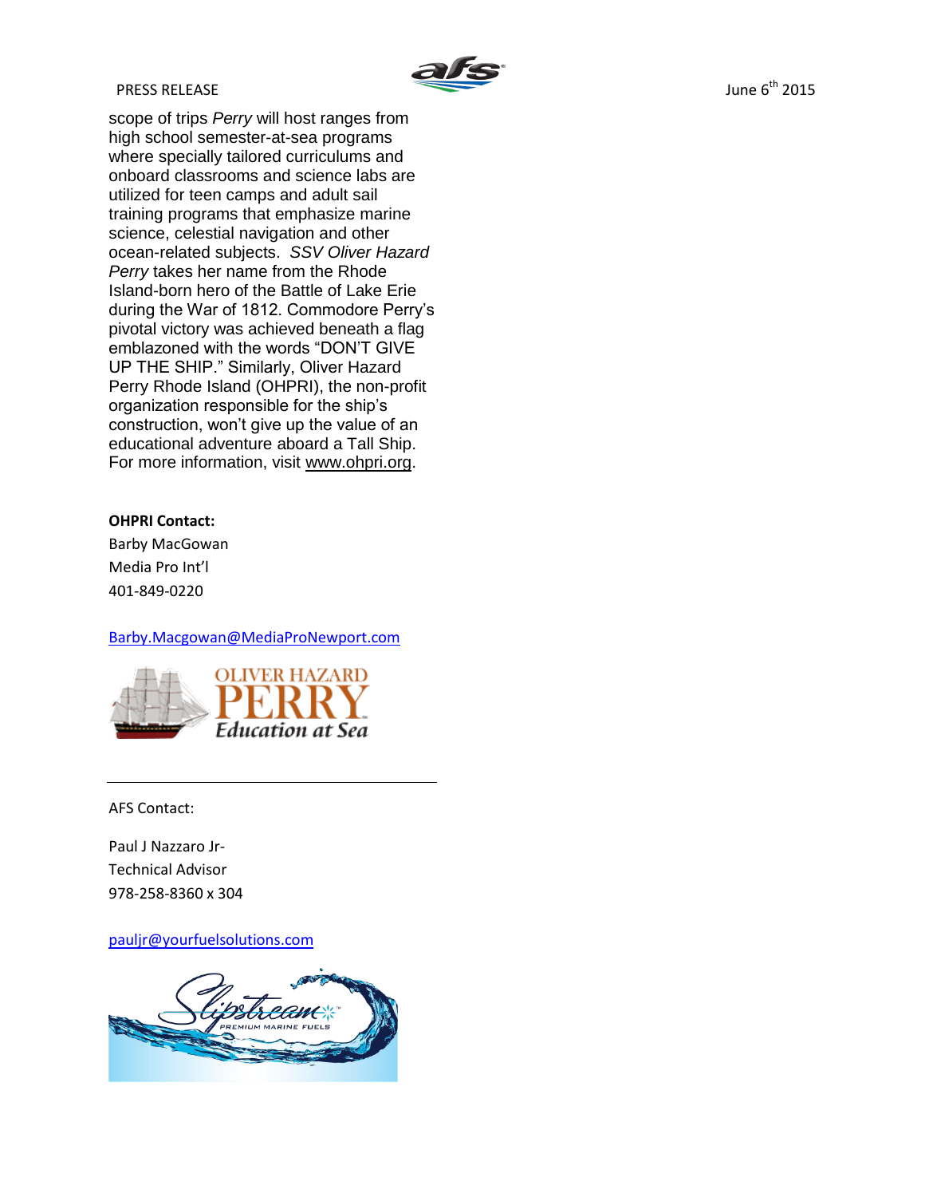scope of trips *Perry* will host ranges from high school semester-at-sea programs where specially tailored curriculums and onboard classrooms and science labs are utilized for teen camps and adult sail training programs that emphasize marine science, celestial navigation and other ocean-related subjects. *SSV Oliver Hazard Perry* takes her name from the Rhode Island-born hero of the Battle of Lake Erie during the War of 1812. Commodore Perry's pivotal victory was achieved beneath a flag emblazoned with the words "DON'T GIVE UP THE SHIP." Similarly, Oliver Hazard Perry Rhode Island (OHPRI), the non-profit organization responsible for the ship's construction, won't give up the value of an educational adventure aboard a Tall Ship. For more information, visit www.ohpri.org.

**OHPRI Contact:**

Barby MacGowan
Media Pro Int'l
401-849-0220

Barby.Macgowan@MediaProNewport.com

OLIVER HAZARD PERRY Education at Sea

---

AFS Contact:

Paul J Nazzaro Jr-
Technical Advisor
978-258-8360 x 304

pauljr@yourfuelsolutions.com

Slipstream PREMIUM MARINE FUELS